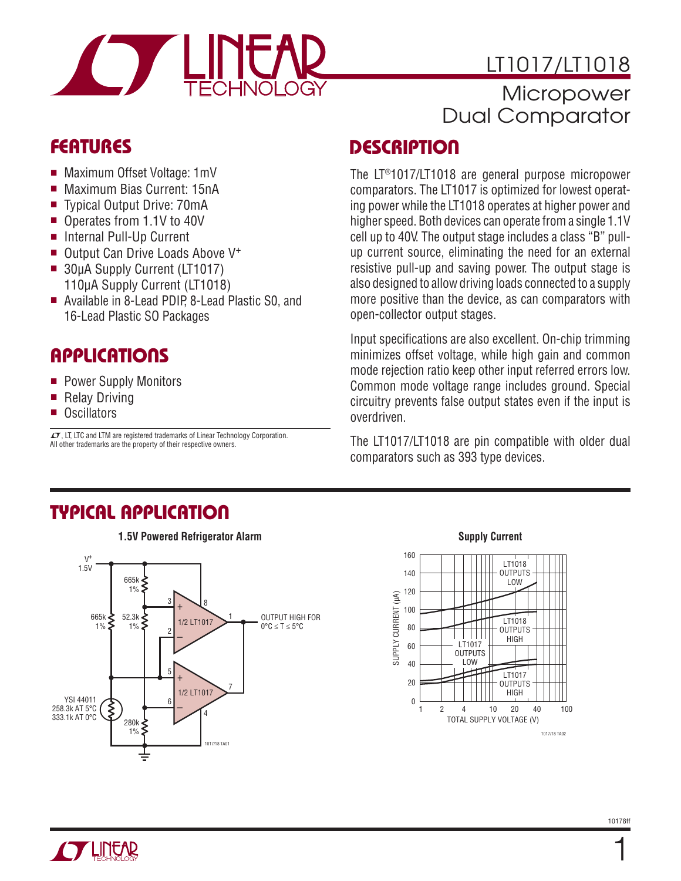# LT1017/LT1018

## Micropower Dual Comparator

## FEATURES

- Maximum Offset Voltage: 1mV
- Maximum Bias Current: 15nA
- Typical Output Drive: 70mA
- Operates from 1.1V to 40V
- Internal Pull-Up Current
- Output Can Drive Loads Above V+
- 30μA Supply Current (LT1017)
  110μA Supply Current (LT1018)
- Available in 8-Lead PDIP, 8-Lead Plastic SO, and 16-Lead Plastic SO Packages

## APPLICATIONS

- Power Supply Monitors
- Relay Driving
- Oscillators

LT, LTC and LTM are registered trademarks of Linear Technology Corporation. All other trademarks are the property of their respective owners.

## DESCRIPTION

The LT®1017/LT1018 are general purpose micropower comparators. The LT1017 is optimized for lowest operating power while the LT1018 operates at higher power and higher speed. Both devices can operate from a single 1.1V cell up to 40V. The output stage includes a class "B" pull-up current source, eliminating the need for an external resistive pull-up and saving power. The output stage is also designed to allow driving loads connected to a supply more positive than the device, as can comparators with open-collector output stages.

Input specifications are also excellent. On-chip trimming minimizes offset voltage, while high gain and common mode rejection ratio keep other input referred errors low. Common mode voltage range includes ground. Special circuitry prevents false output states even if the input is overdriven.

The LT1017/LT1018 are pin compatible with older dual comparators such as 393 type devices.

## TYPICAL APPLICATION

**1.5V Powered Refrigerator Alarm**

**Supply Current**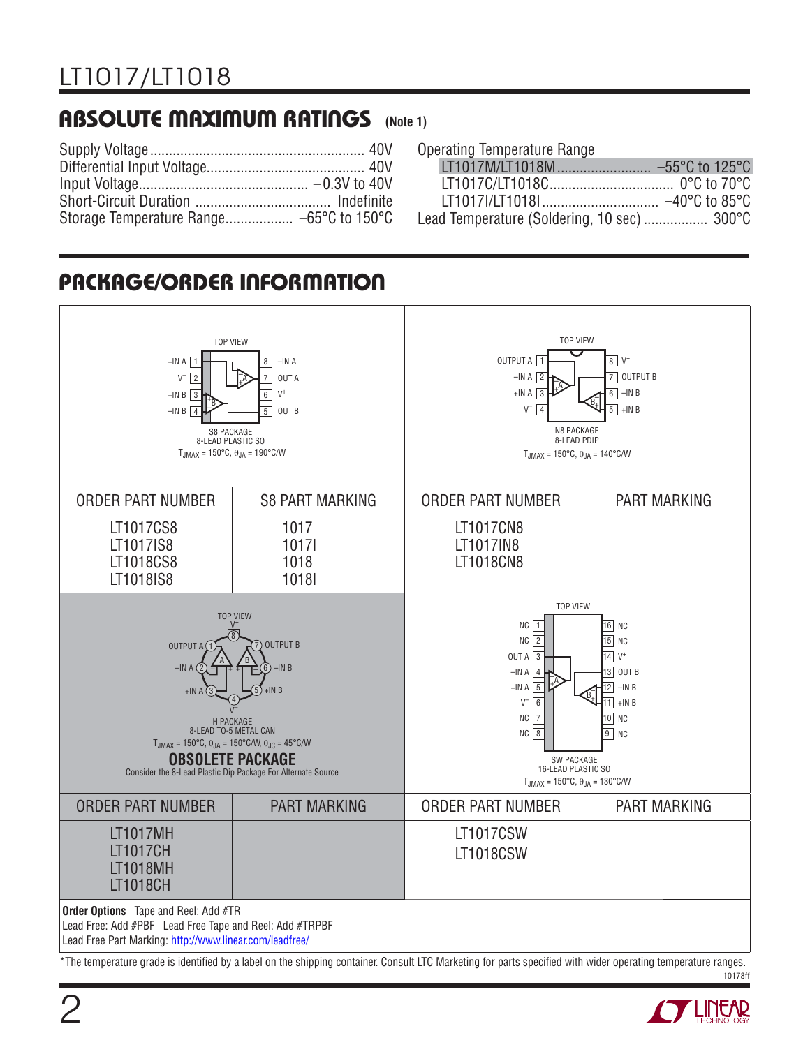## ABSOLUTE MAXIMUM RATINGS (Note 1)

Supply Voltage ........................................................ 40V
Differential Input Voltage.......................................... 40V
Input Voltage ............................................ −0.3V to 40V
Short-Circuit Duration .................................... Indefinite
Storage Temperature Range.................. –65°C to 150°C

Operating Temperature Range
LT1017M/LT1018M ........................ –55°C to 125°C
LT1017C/LT1018C ................................. 0°C to 70°C
LT1017I/LT1018I .............................. –40°C to 85°C
Lead Temperature (Soldering, 10 sec) ................. 300°C

## PACKAGE/ORDER INFORMATION

S8 PACKAGE, 8-LEAD PLASTIC SO (TOP VIEW): 1 +IN A, 2 V−, 3 +IN B, 4 –IN B, 5 OUT B, 6 V+, 7 OUT A, 8 –IN A

$T_{JMAX}$ = 150°C, $\theta_{JA}$ = 190°C/W

| ORDER PART NUMBER | S8 PART MARKING |
|---|---|
| LT1017CS8 | 1017 |
| LT1017IS8 | 1017I |
| LT1018CS8 | 1018 |
| LT1018IS8 | 1018I |

N8 PACKAGE, 8-LEAD PDIP (TOP VIEW): 1 OUTPUT A, 2 –IN A, 3 +IN A, 4 V−, 5 +IN B, 6 –IN B, 7 OUTPUT B, 8 V+

$T_{JMAX}$ = 150°C, $\theta_{JA}$ = 140°C/W

| ORDER PART NUMBER | PART MARKING |
|---|---|
| LT1017CN8 | |
| LT1017IN8 | |
| LT1018CN8 | |

H PACKAGE, 8-LEAD TO-5 METAL CAN (TOP VIEW): 1 OUTPUT A, 2 –IN A, 3 +IN A, 4 V−, 5 +IN B, 6 –IN B, 7 OUTPUT B, 8 V+

$T_{JMAX}$ = 150°C, $\theta_{JA}$ = 150°C/W, $\theta_{JC}$ = 45°C/W

**OBSOLETE PACKAGE**
Consider the 8-Lead Plastic Dip Package For Alternate Source

| ORDER PART NUMBER | PART MARKING |
|---|---|
| LT1017MH | |
| LT1017CH | |
| LT1018MH | |
| LT1018CH | |

SW PACKAGE, 16-LEAD PLASTIC SO (TOP VIEW): 1 NC, 2 NC, 3 OUT A, 4 –IN A, 5 +IN A, 6 V−, 7 NC, 8 NC, 9 NC, 10 NC, 11 +IN B, 12 –IN B, 13 OUT B, 14 V+, 15 NC, 16 NC

$T_{JMAX}$ = 150°C, $\theta_{JA}$ = 130°C/W

| ORDER PART NUMBER | PART MARKING |
|---|---|
| LT1017CSW | |
| LT1018CSW | |

**Order Options** Tape and Reel: Add #TR
Lead Free: Add #PBF Lead Free Tape and Reel: Add #TRPBF
Lead Free Part Marking: http://www.linear.com/leadfree/

*The temperature grade is identified by a label on the shipping container. Consult LTC Marketing for parts specified with wider operating temperature ranges.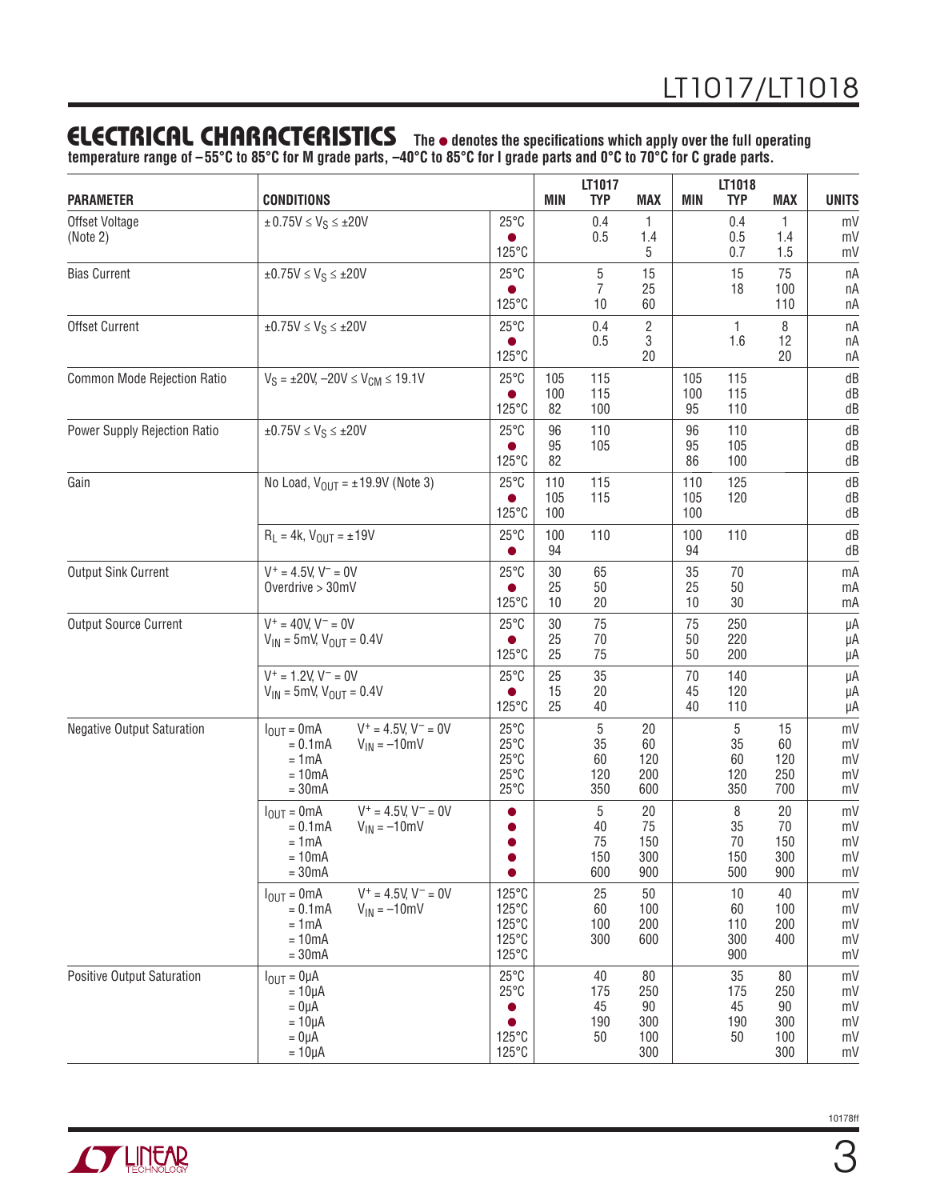## ELECTRICAL CHARACTERISTICS

**The ● denotes the specifications which apply over the full operating temperature range of –55°C to 85°C for M grade parts, –40°C to 85°C for I grade parts and 0°C to 70°C for C grade parts.**

| PARAMETER | CONDITIONS | | LT1017 MIN | LT1017 TYP | LT1017 MAX | LT1018 MIN | LT1018 TYP | LT1018 MAX | UNITS |
|---|---|---|---|---|---|---|---|---|---|
| Offset Voltage (Note 2) | ±0.75V ≤ $V_S$ ≤ ±20V | 25°C | | 0.4 | 1 | | 0.4 | 1 | mV |
| | | ● | | 0.5 | 1.4 | | 0.5 | 1.4 | mV |
| | | 125°C | | | 5 | | 0.7 | 1.5 | mV |
| Bias Current | ±0.75V ≤ $V_S$ ≤ ±20V | 25°C | | 5 | 15 | | 15 | 75 | nA |
| | | ● | | 7 | 25 | | 18 | 100 | nA |
| | | 125°C | | 10 | 60 | | | 110 | nA |
| Offset Current | ±0.75V ≤ $V_S$ ≤ ±20V | 25°C | | 0.4 | 2 | | 1 | 8 | nA |
| | | ● | | 0.5 | 3 | | 1.6 | 12 | nA |
| | | 125°C | | | 20 | | | 20 | nA |
| Common Mode Rejection Ratio | $V_S$ = ±20V, –20V ≤ $V_{CM}$ ≤ 19.1V | 25°C | 105 | 115 | | 105 | 115 | | dB |
| | | ● | 100 | 115 | | 100 | 115 | | dB |
| | | 125°C | 82 | 100 | | 95 | 110 | | dB |
| Power Supply Rejection Ratio | ±0.75V ≤ $V_S$ ≤ ±20V | 25°C | 96 | 110 | | 96 | 110 | | dB |
| | | ● | 95 | 105 | | 95 | 105 | | dB |
| | | 125°C | 82 | | | 86 | 100 | | dB |
| Gain | No Load, $V_{OUT}$ = ±19.9V (Note 3) | 25°C | 110 | 115 | | 110 | 125 | | dB |
| | | ● | 105 | 115 | | 105 | 120 | | dB |
| | | 125°C | 100 | | | 100 | | | dB |
| | $R_L$ = 4k, $V_{OUT}$ = ±19V | 25°C | 100 | 110 | | 100 | 110 | | dB |
| | | ● | 94 | | | 94 | | | dB |
| Output Sink Current | $V^+$ = 4.5V, $V^-$ = 0V, Overdrive > 30mV | 25°C | 30 | 65 | | 35 | 70 | | mA |
| | | ● | 25 | 50 | | 25 | 50 | | mA |
| | | 125°C | 10 | 20 | | 10 | 30 | | mA |
| Output Source Current | $V^+$ = 40V, $V^-$ = 0V, $V_{IN}$ = 5mV, $V_{OUT}$ = 0.4V | 25°C | 30 | 75 | | 75 | 250 | | µA |
| | | ● | 25 | 70 | | 50 | 220 | | µA |
| | | 125°C | 25 | 75 | | 50 | 200 | | µA |
| | $V^+$ = 1.2V, $V^-$ = 0V, $V_{IN}$ = 5mV, $V_{OUT}$ = 0.4V | 25°C | 25 | 35 | | 70 | 140 | | µA |
| | | ● | 15 | 20 | | 45 | 120 | | µA |
| | | 125°C | 25 | 40 | | 40 | 110 | | µA |
| Negative Output Saturation | $I_{OUT}$ = 0mA, $V^+$ = 4.5V, $V^-$ = 0V, $V_{IN}$ = –10mV | 25°C | | 5 | 20 | | 5 | 15 | mV |
| | = 0.1mA | 25°C | | 35 | 60 | | 35 | 60 | mV |
| | = 1mA | 25°C | | 60 | 120 | | 60 | 120 | mV |
| | = 10mA | 25°C | | 120 | 200 | | 120 | 250 | mV |
| | = 30mA | 25°C | | 350 | 600 | | 350 | 700 | mV |
| | $I_{OUT}$ = 0mA, $V^+$ = 4.5V, $V^-$ = 0V, $V_{IN}$ = –10mV | ● | | 5 | 20 | | 8 | 20 | mV |
| | = 0.1mA | ● | | 40 | 75 | | 35 | 70 | mV |
| | = 1mA | ● | | 75 | 150 | | 70 | 150 | mV |
| | = 10mA | ● | | 150 | 300 | | 150 | 300 | mV |
| | = 30mA | ● | | 600 | 900 | | 500 | 900 | mV |
| | $I_{OUT}$ = 0mA, $V^+$ = 4.5V, $V^-$ = 0V, $V_{IN}$ = –10mV | 125°C | | 25 | 50 | | 10 | 40 | mV |
| | = 0.1mA | 125°C | | 60 | 100 | | 60 | 100 | mV |
| | = 1mA | 125°C | | 100 | 200 | | 110 | 200 | mV |
| | = 10mA | 125°C | | 300 | 600 | | 300 | 400 | mV |
| | = 30mA | 125°C | | | | | 900 | | mV |
| Positive Output Saturation | $I_{OUT}$ = 0µA | 25°C | | 40 | 80 | | 35 | 80 | mV |
| | = 10µA | 25°C | | 175 | 250 | | 175 | 250 | mV |
| | = 0µA | ● | | 45 | 90 | | 45 | 90 | mV |
| | = 10µA | ● | | 190 | 300 | | 190 | 300 | mV |
| | = 0µA | 125°C | | 50 | 100 | | 50 | 100 | mV |
| | = 10µA | 125°C | | | 300 | | | 300 | mV |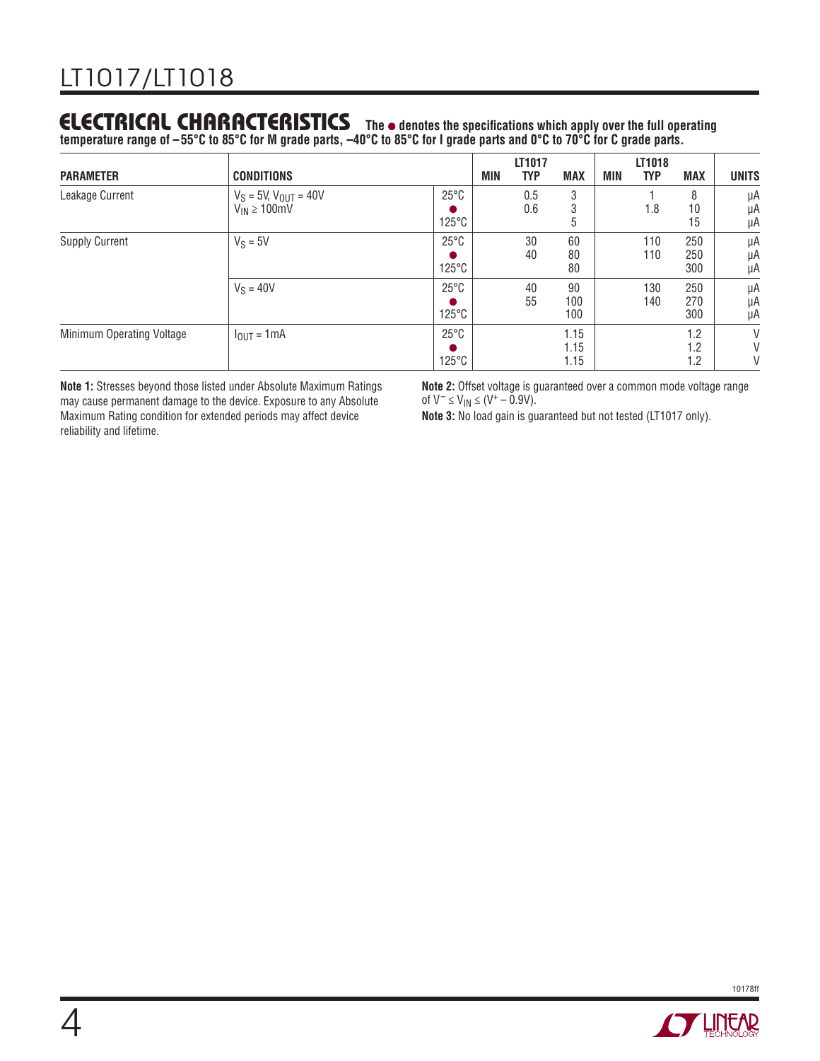## ELECTRICAL CHARACTERISTICS

**The ● denotes the specifications which apply over the full operating temperature range of –55°C to 85°C for M grade parts, –40°C to 85°C for I grade parts and 0°C to 70°C for C grade parts.**

| PARAMETER | CONDITIONS | | LT1017 MIN | LT1017 TYP | LT1017 MAX | LT1018 MIN | LT1018 TYP | LT1018 MAX | UNITS |
|---|---|---|---|---|---|---|---|---|---|
| Leakage Current | $V_S = 5V$, $V_{OUT} = 40V$ $V_{IN} \geq 100mV$ | 25°C | | 0.5 | 3 | | 1 | 8 | μA |
| | | ● | | 0.6 | 3 | | 1.8 | 10 | μA |
| | | 125°C | | | 5 | | | 15 | μA |
| Supply Current | $V_S = 5V$ | 25°C | | 30 | 60 | | 110 | 250 | μA |
| | | ● | | 40 | 80 | | 110 | 250 | μA |
| | | 125°C | | | 80 | | | 300 | μA |
| | $V_S = 40V$ | 25°C | | 40 | 90 | | 130 | 250 | μA |
| | | ● | | 55 | 100 | | 140 | 270 | μA |
| | | 125°C | | | 100 | | | 300 | μA |
| Minimum Operating Voltage | $I_{OUT} = 1mA$ | 25°C | | | 1.15 | | | 1.2 | V |
| | | ● | | | 1.15 | | | 1.2 | V |
| | | 125°C | | | 1.15 | | | 1.2 | V |

**Note 1:** Stresses beyond those listed under Absolute Maximum Ratings may cause permanent damage to the device. Exposure to any Absolute Maximum Rating condition for extended periods may affect device reliability and lifetime.

**Note 2:** Offset voltage is guaranteed over a common mode voltage range of $V^- \leq V_{IN} \leq (V^+ - 0.9V)$.

**Note 3:** No load gain is guaranteed but not tested (LT1017 only).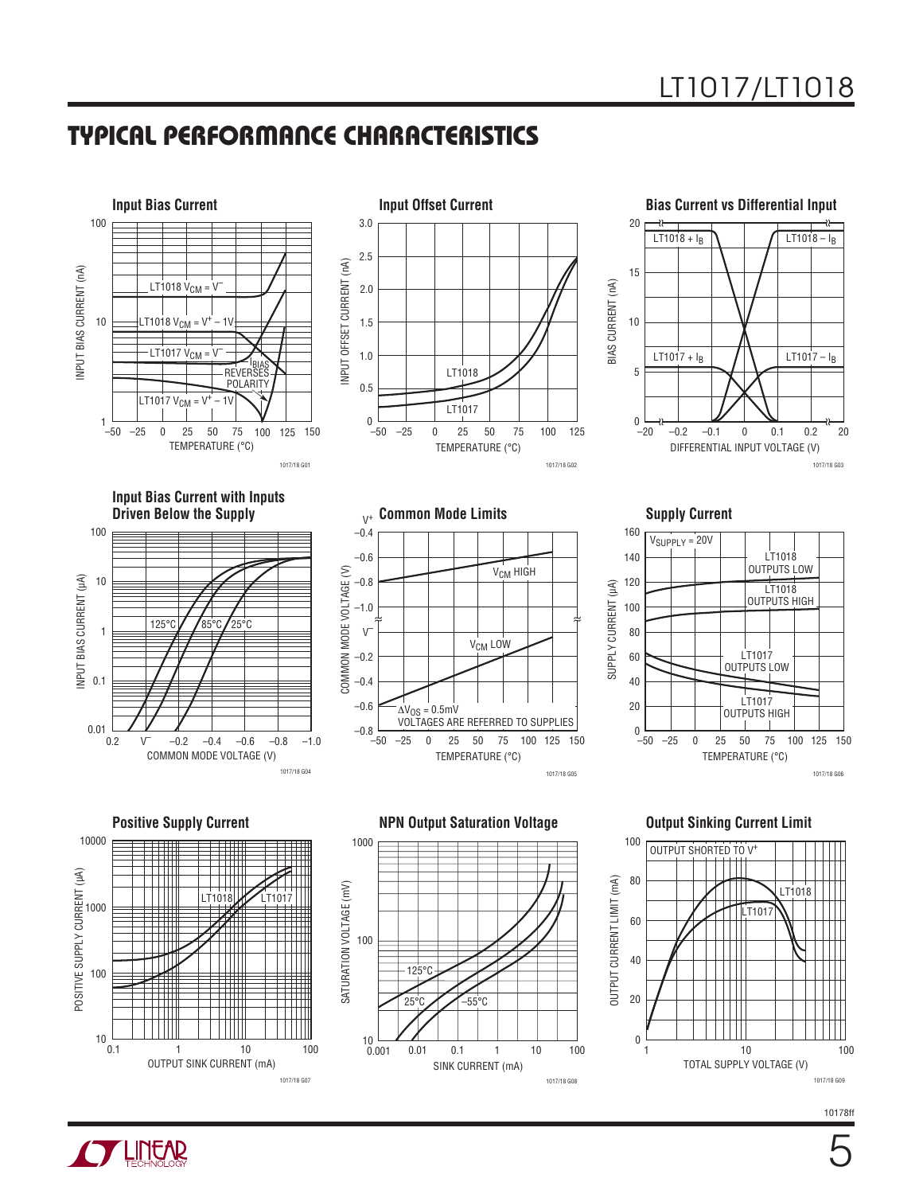## TYPICAL PERFORMANCE CHARACTERISTICS

**Input Bias Current**

INPUT BIAS CURRENT (nA) vs TEMPERATURE (°C)

LT1018 $V_{CM} = V^-$

LT1018 $V_{CM} = V^+ - 1V$

LT1017 $V_{CM} = V^-$

$I_{BIAS}$ REVERSES POLARITY

LT1017 $V_{CM} = V^+ - 1V$

1017/18 G01

**Input Offset Current**

INPUT OFFSET CURRENT (nA) vs TEMPERATURE (°C)

LT1018

LT1017

1017/18 G02

**Bias Current vs Differential Input**

BIAS CURRENT (nA) vs DIFFERENTIAL INPUT VOLTAGE (V)

LT1018 + $I_B$

LT1018 – $I_B$

LT1017 + $I_B$

LT1017 – $I_B$

1017/18 G03

**Input Bias Current with Inputs Driven Below the Supply**

INPUT BIAS CURRENT (µA) vs COMMON MODE VOLTAGE (V)

125°C

85°C

25°C

1017/18 G04

**Common Mode Limits**

COMMON MODE VOLTAGE (V) vs TEMPERATURE (°C)

$V_{CM}$ HIGH

$V_{CM}$ LOW

$\Delta V_{OS} = 0.5mV$

VOLTAGES ARE REFERRED TO SUPPLIES

1017/18 G05

**Supply Current**

SUPPLY CURRENT (µA) vs TEMPERATURE (°C)

$V_{SUPPLY} = 20V$

LT1018 OUTPUTS LOW

LT1018 OUTPUTS HIGH

LT1017 OUTPUTS LOW

LT1017 OUTPUTS HIGH

1017/18 G06

**Positive Supply Current**

POSITIVE SUPPLY CURRENT (µA) vs OUTPUT SINK CURRENT (mA)

LT1018

LT1017

1017/18 G07

**NPN Output Saturation Voltage**

SATURATION VOLTAGE (mV) vs SINK CURRENT (mA)

125°C

25°C

–55°C

1017/18 G08

**Output Sinking Current Limit**

OUTPUT CURRENT LIMIT (mA) vs TOTAL SUPPLY VOLTAGE (V)

OUTPUT SHORTED TO $V^+$

LT1018

LT1017

1017/18 G09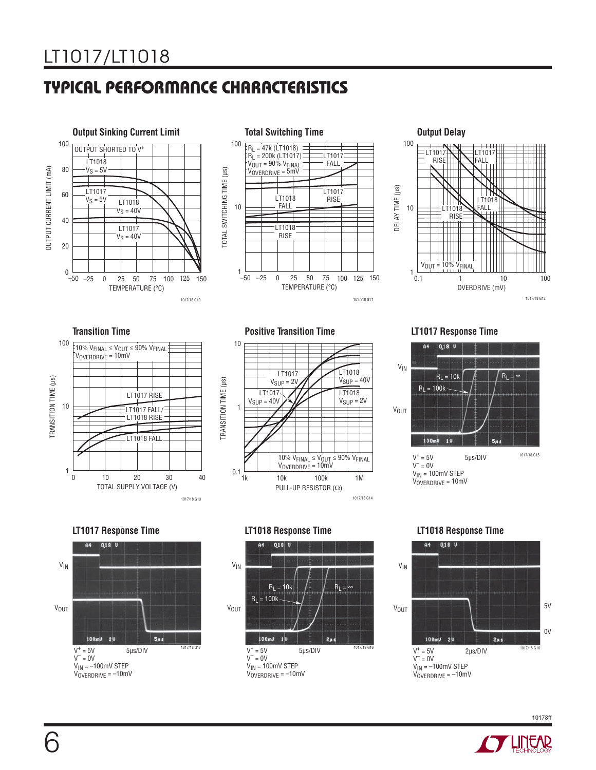## TYPICAL PERFORMANCE CHARACTERISTICS

**Output Sinking Current Limit**

OUTPUT SHORTED TO $V^+$

LT1018 $V_S$ = 5V

LT1017 $V_S$ = 5V

LT1018 $V_S$ = 40V

LT1017 $V_S$ = 40V

OUTPUT CURRENT LIMIT (mA)

TEMPERATURE (°C)

1017/18 G10

**Total Switching Time**

$R_L$ = 47k (LT1018)
$R_L$ = 200k (LT1017)
$V_{OUT}$ = 90% $V_{FINAL}$
$V_{OVERDRIVE}$ = 5mV

LT1017 FALL

LT1017 RISE

LT1018 FALL

LT1018 RISE

TOTAL SWITCHING TIME (µs)

TEMPERATURE (°C)

1017/18 G11

**Output Delay**

LT1017 RISE

LT1017 FALL

LT1018 FALL

LT1018 RISE

$V_{OUT}$ = 10% $V_{FINAL}$

DELAY TIME (µs)

OVERDRIVE (mV)

1017/18 G12

**Transition Time**

10% $V_{FINAL}$ ≤ $V_{OUT}$ ≤ 90% $V_{FINAL}$
$V_{OVERDRIVE}$ = 10mV

LT1017 RISE

LT1017 FALL/ LT1018 RISE

LT1018 FALL

TRANSITION TIME (µs)

TOTAL SUPPLY VOLTAGE (V)

1017/18 G13

**Positive Transition Time**

LT1017 $V_{SUP}$ = 2V

LT1018 $V_{SUP}$ = 40V

LT1017 $V_{SUP}$ = 40V

LT1018 $V_{SUP}$ = 2V

10% $V_{FINAL}$ ≤ $V_{OUT}$ ≤ 90% $V_{FINAL}$
$V_{OVERDRIVE}$ = 10mV

TRANSITION TIME (µs)

PULL-UP RESISTOR (Ω)

1017/18 G14

**LT1017 Response Time**

$V_{IN}$

$V_{OUT}$

$R_L$ = 10k, $R_L$ = ∞, $R_L$ = 100k

$V^+$ = 5V
$V^-$ = 0V
$V_{IN}$ = 100mV STEP
$V_{OVERDRIVE}$ = 10mV

5µs/DIV

1017/18 G15

**LT1017 Response Time**

$V_{IN}$

$V_{OUT}$

$V^+$ = 5V
$V^-$ = 0V
$V_{IN}$ = –100mV STEP
$V_{OVERDRIVE}$ = –10mV

5µs/DIV

1017/18 G17

**LT1018 Response Time**

$V_{IN}$

$V_{OUT}$

$R_L$ = 10k, $R_L$ = ∞, $R_L$ = 100k

$V^+$ = 5V
$V^-$ = 0V
$V_{IN}$ = 100mV STEP
$V_{OVERDRIVE}$ = –10mV

5µs/DIV

1017/18 G16

**LT1018 Response Time**

$V_{IN}$

$V_{OUT}$

5V

0V

$V^+$ = 5V
$V^-$ = 0V
$V_{IN}$ = –100mV STEP
$V_{OVERDRIVE}$ = –10mV

2µs/DIV

1017/18 G18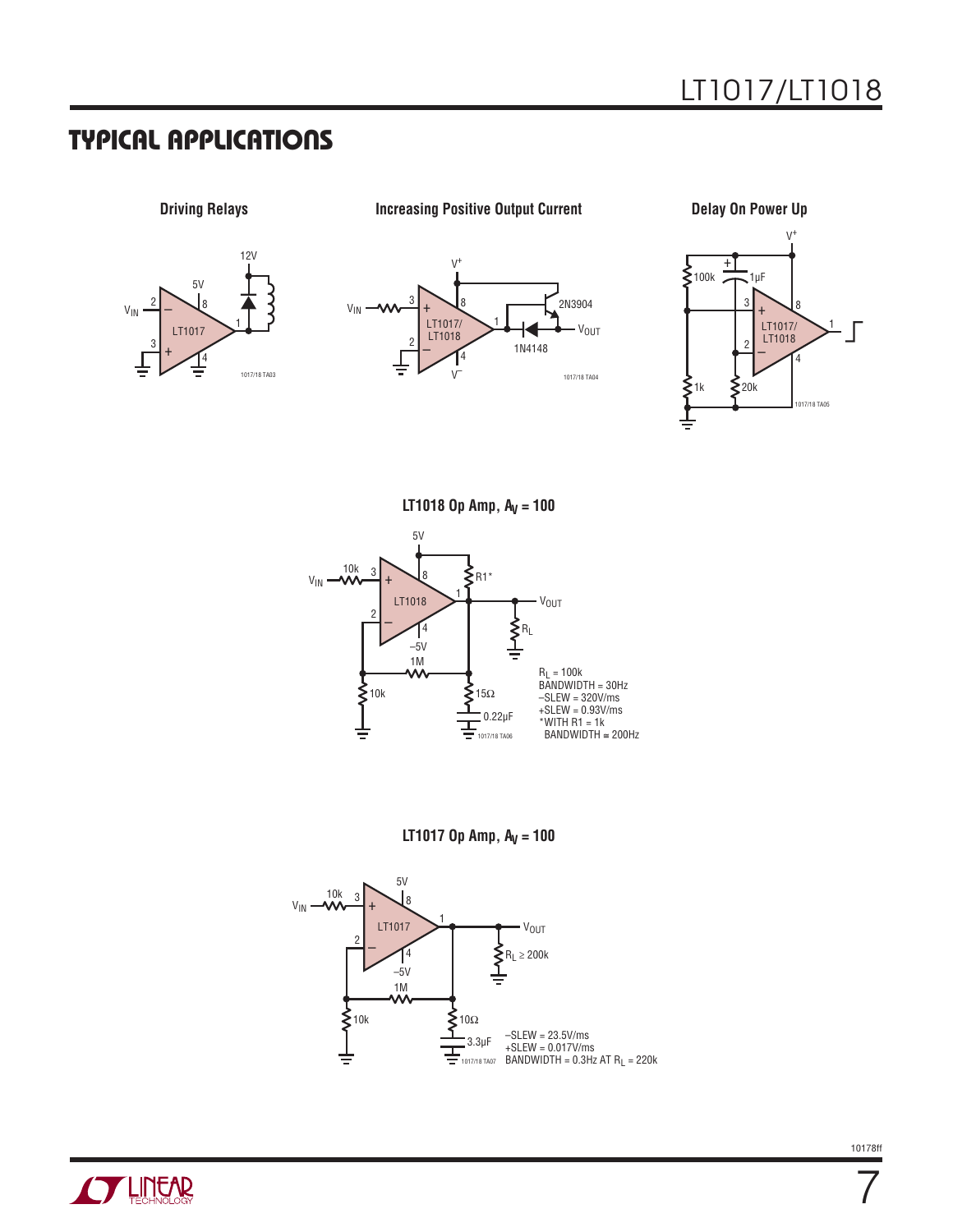## TYPICAL APPLICATIONS

**Driving Relays**

**Increasing Positive Output Current**

**Delay On Power Up**

**LT1018 Op Amp, $A_V = 100$**

$R_L$ = 100k
BANDWIDTH = 30Hz
–SLEW = 320V/ms
+SLEW = 0.93V/ms
*WITH R1 = 1k
BANDWIDTH ≅ 200Hz

**LT1017 Op Amp, $A_V = 100$**

–SLEW = 23.5V/ms
+SLEW = 0.017V/ms
BANDWIDTH = 0.3Hz AT $R_L$ = 220k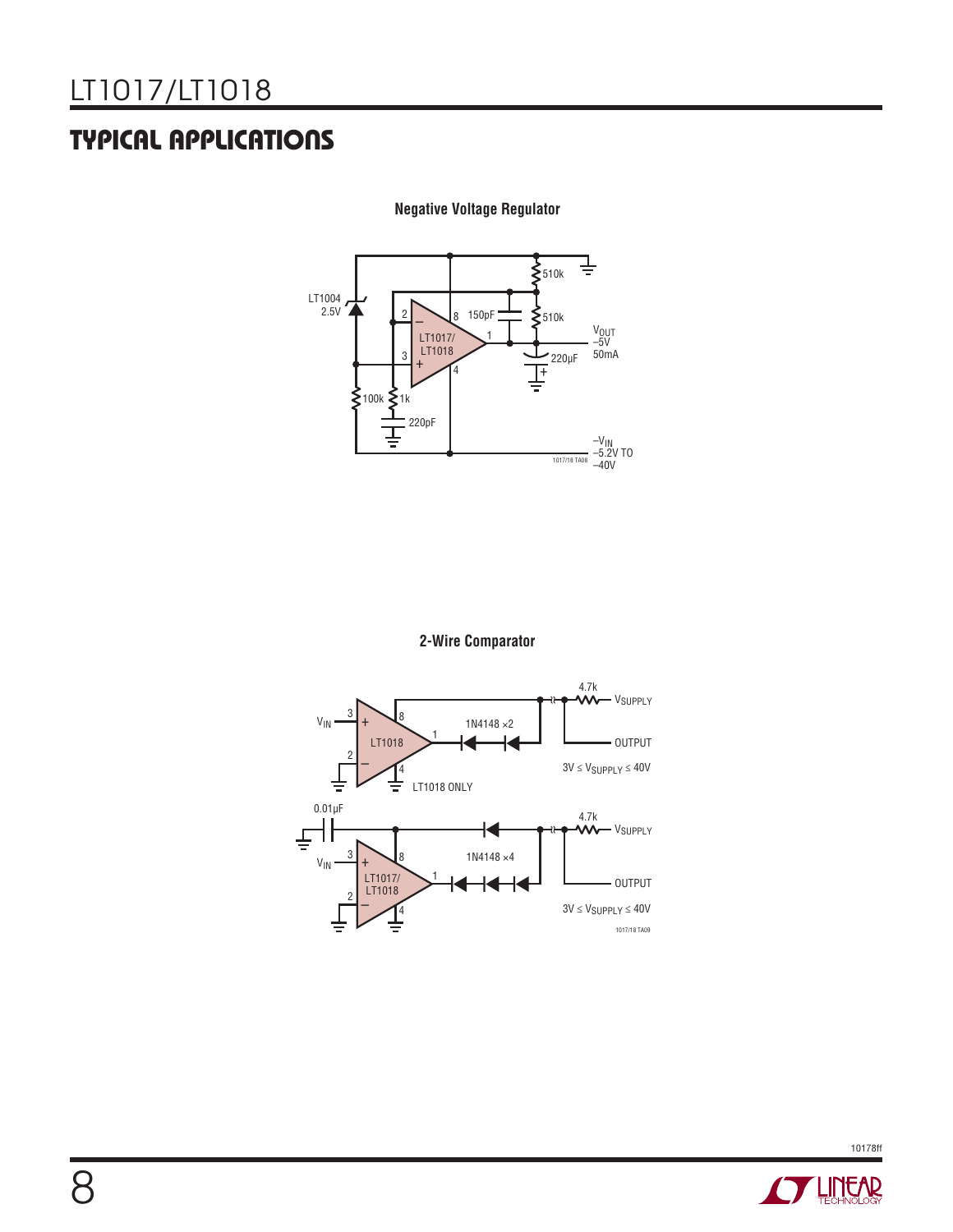## TYPICAL APPLICATIONS

**Negative Voltage Regulator**

LT1004 2.5V

2 − 3 + 8 4 1

LT1017/ LT1018

150pF

510k

510k

$V_{OUT}$ −5V 50mA

220μF

100k

1k

220pF

$-V_{IN}$ −5.2V TO −40V

1017/18 TA08

**2-Wire Comparator**

$V_{IN}$

LT1018

1N4148 ×2

4.7k

$V_{SUPPLY}$

OUTPUT

$3V \le V_{SUPPLY} \le 40V$

LT1018 ONLY

0.01μF

$V_{IN}$

LT1017/ LT1018

1N4148 ×4

4.7k

$V_{SUPPLY}$

OUTPUT

$3V \le V_{SUPPLY} \le 40V$

1017/18 TA09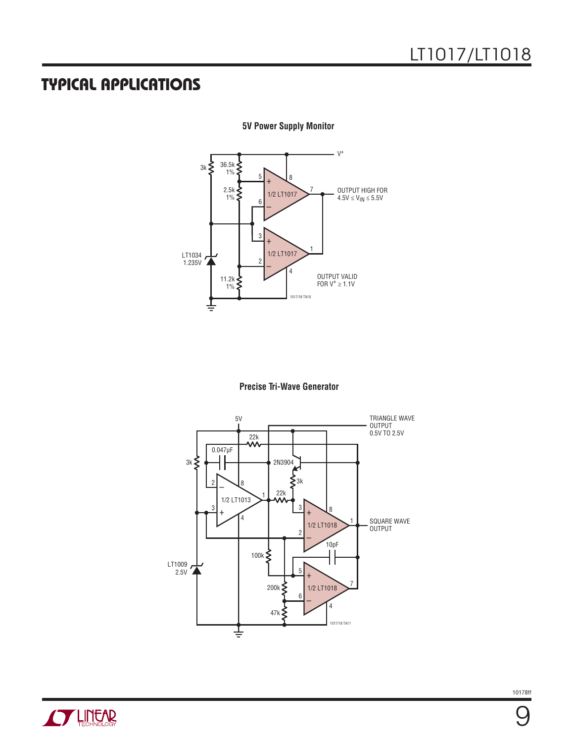## TYPICAL APPLICATIONS

**5V Power Supply Monitor**

V+

3k

36.5k 1%

2.5k 1%

11.2k 1%

LT1034 1.235V

1/2 LT1017

1/2 LT1017

OUTPUT HIGH FOR $4.5V \le V_{IN} \le 5.5V$

OUTPUT VALID FOR $V^+ \ge 1.1V$

1017/18 TA10

**Precise Tri-Wave Generator**

5V

TRIANGLE WAVE OUTPUT 0.5V TO 2.5V

22k

0.047μF

3k

2N3904

3k

22k

1/2 LT1013

1/2 LT1018

SQUARE WAVE OUTPUT

10pF

100k

200k

47k

1/2 LT1018

LT1009 2.5V

1017/18 TA11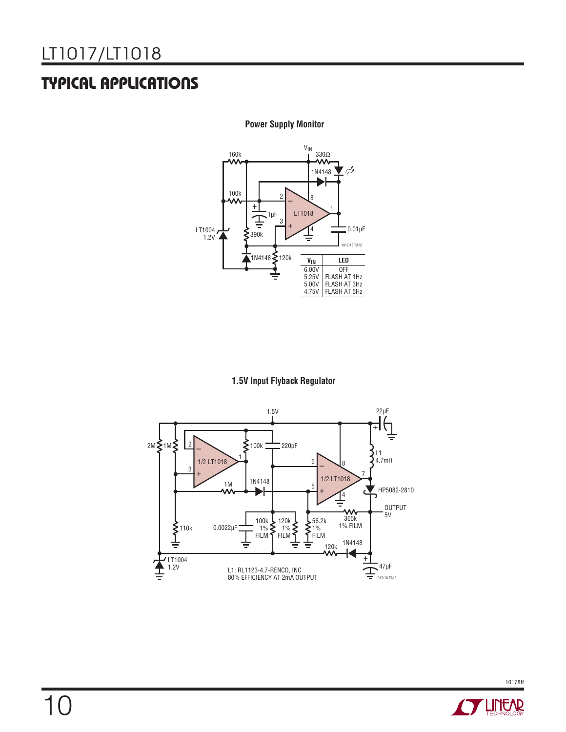## TYPICAL APPLICATIONS

**Power Supply Monitor**

| $V_{IN}$ | LED |
|---|---|
| 6.00V | OFF |
| 5.25V | FLASH AT 1Hz |
| 5.00V | FLASH AT 3Hz |
| 4.75V | FLASH AT 5Hz |

**1.5V Input Flyback Regulator**

L1: RL1123-4.7-RENCO, INC
80% EFFICIENCY AT 2mA OUTPUT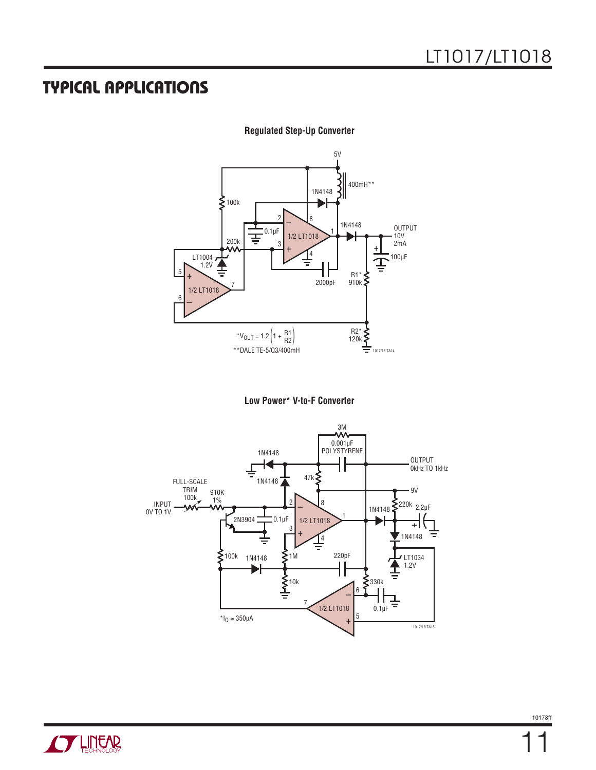## TYPICAL APPLICATIONS

**Regulated Step-Up Converter**

*$V_{OUT} = 1.2\left(1 + \frac{R1}{R2}\right)$

**DALE TE-5/Q3/400mH

**Low Power* V-to-F Converter**

*$I_Q \approx 350\mu A$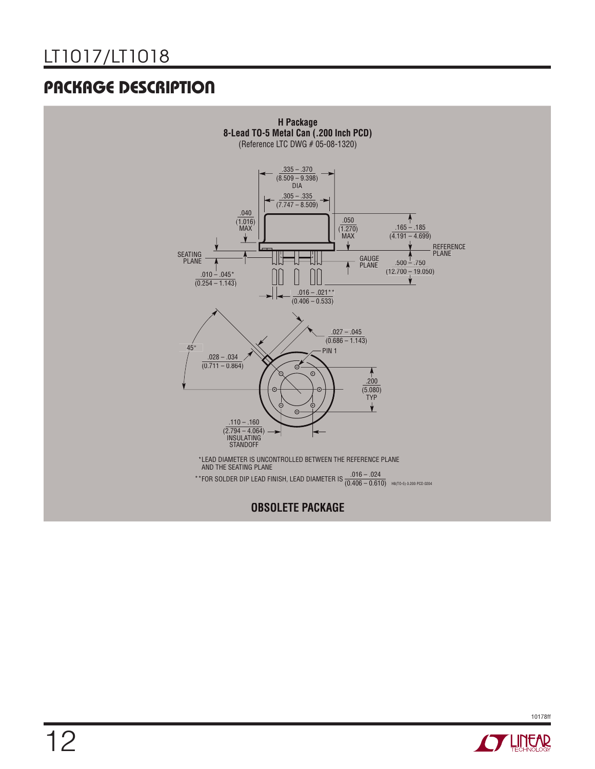## PACKAGE DESCRIPTION

**H Package**
**8-Lead TO-5 Metal Can (.200 Inch PCD)**
(Reference LTC DWG # 05-08-1320)

.335 – .370 (8.509 – 9.398) DIA

.305 – .335 (7.747 – 8.509)

.040 (1.016) MAX

.050 (1.270) MAX

.165 – .185 (4.191 – 4.699)

REFERENCE PLANE

SEATING PLANE

GAUGE PLANE

.500 – .750 (12.700 – 19.050)

.010 – .045* (0.254 – 1.143)

.016 – .021** (0.406 – 0.533)

.027 – .045 (0.686 – 1.143)

45°

.028 – .034 (0.711 – 0.864)

PIN 1

.200 (5.080) TYP

.110 – .160 (2.794 – 4.064) INSULATING STANDOFF

*LEAD DIAMETER IS UNCONTROLLED BETWEEN THE REFERENCE PLANE AND THE SEATING PLANE

**FOR SOLDER DIP LEAD FINISH, LEAD DIAMETER IS .016 – .024 (0.406 – 0.610)

H8(TO-5) 0.200 PCD 0204

**OBSOLETE PACKAGE**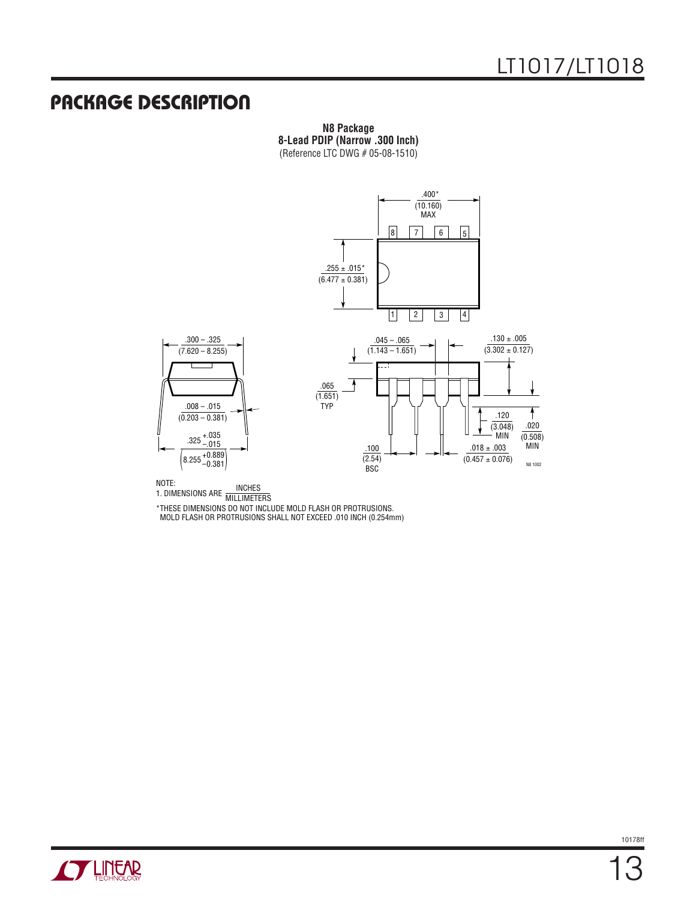## PACKAGE DESCRIPTION

**N8 Package**
**8-Lead PDIP (Narrow .300 Inch)**
(Reference LTC DWG # 05-08-1510)

.400* (10.160) MAX

.255 ± .015* (6.477 ± 0.381)

.300 – .325 (7.620 – 8.255)

.008 – .015 (0.203 – 0.381)

.325 +.035/–.015 (8.255 +0.889/–0.381)

.045 – .065 (1.143 – 1.651)

.065 (1.651) TYP

.130 ± .005 (3.302 ± 0.127)

.120 (3.048) MIN

.020 (0.508) MIN

.100 (2.54) BSC

.018 ± .003 (0.457 ± 0.076)

N8 1002

NOTE:
1. DIMENSIONS ARE INCHES/MILLIMETERS

*THESE DIMENSIONS DO NOT INCLUDE MOLD FLASH OR PROTRUSIONS. MOLD FLASH OR PROTRUSIONS SHALL NOT EXCEED .010 INCH (0.254mm)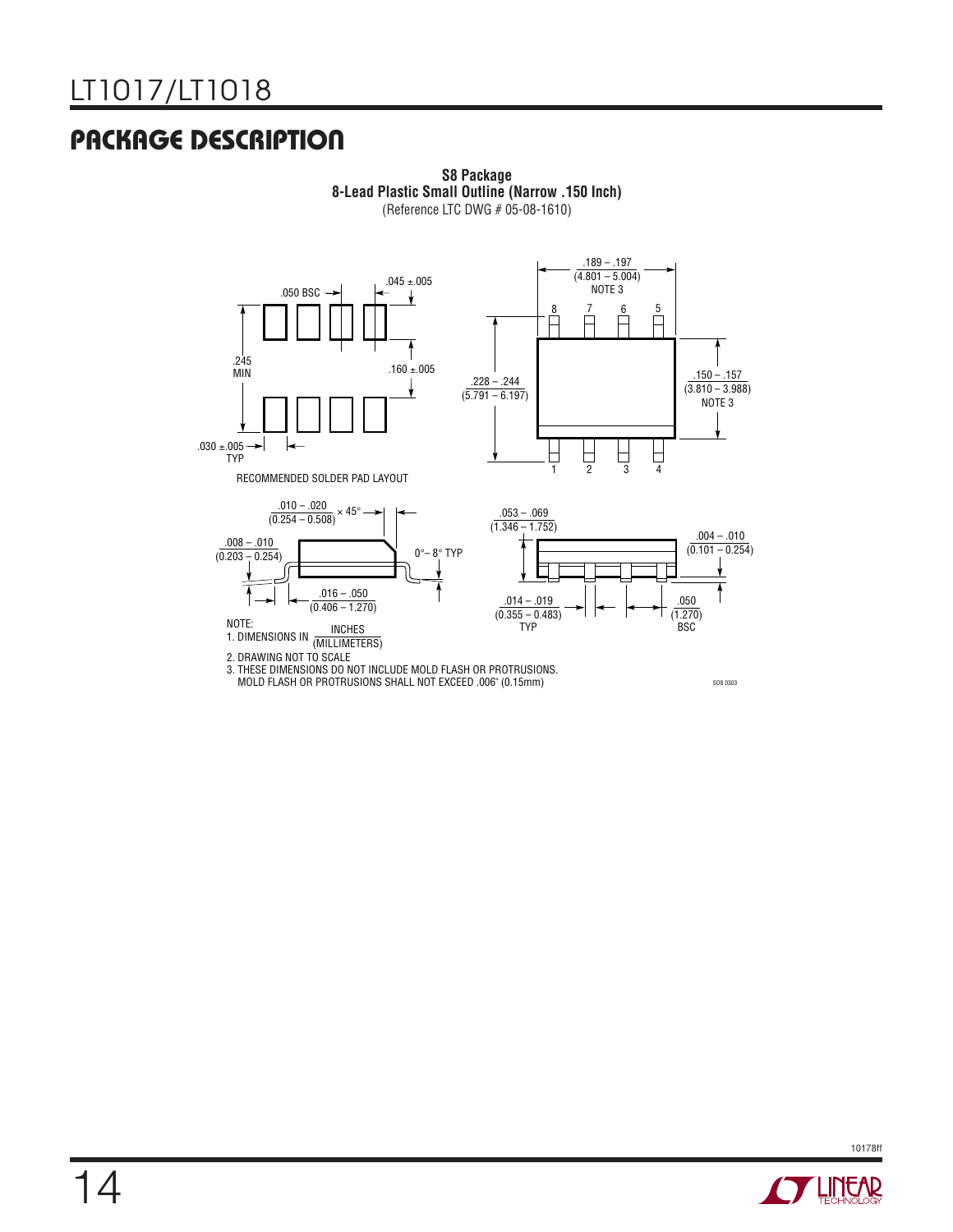## PACKAGE DESCRIPTION

**S8 Package**
**8-Lead Plastic Small Outline (Narrow .150 Inch)**
(Reference LTC DWG # 05-08-1610)

.189 – .197 (4.801 – 5.004) NOTE 3

.045 ±.005

.050 BSC

.245 MIN

.160 ±.005

.228 – .244 (5.791 – 6.197)

.150 – .157 (3.810 – 3.988) NOTE 3

.030 ±.005 TYP

RECOMMENDED SOLDER PAD LAYOUT

.010 – .020 (0.254 – 0.508) × 45°

.008 – .010 (0.203 – 0.254)

0°– 8° TYP

.016 – .050 (0.406 – 1.270)

.053 – .069 (1.346 – 1.752)

.004 – .010 (0.101 – 0.254)

.014 – .019 (0.355 – 0.483) TYP

.050 (1.270) BSC

NOTE:
1. DIMENSIONS IN $\frac{\text{INCHES}}{\text{(MILLIMETERS)}}$
2. DRAWING NOT TO SCALE
3. THESE DIMENSIONS DO NOT INCLUDE MOLD FLASH OR PROTRUSIONS. MOLD FLASH OR PROTRUSIONS SHALL NOT EXCEED .006" (0.15mm)

SO8 0303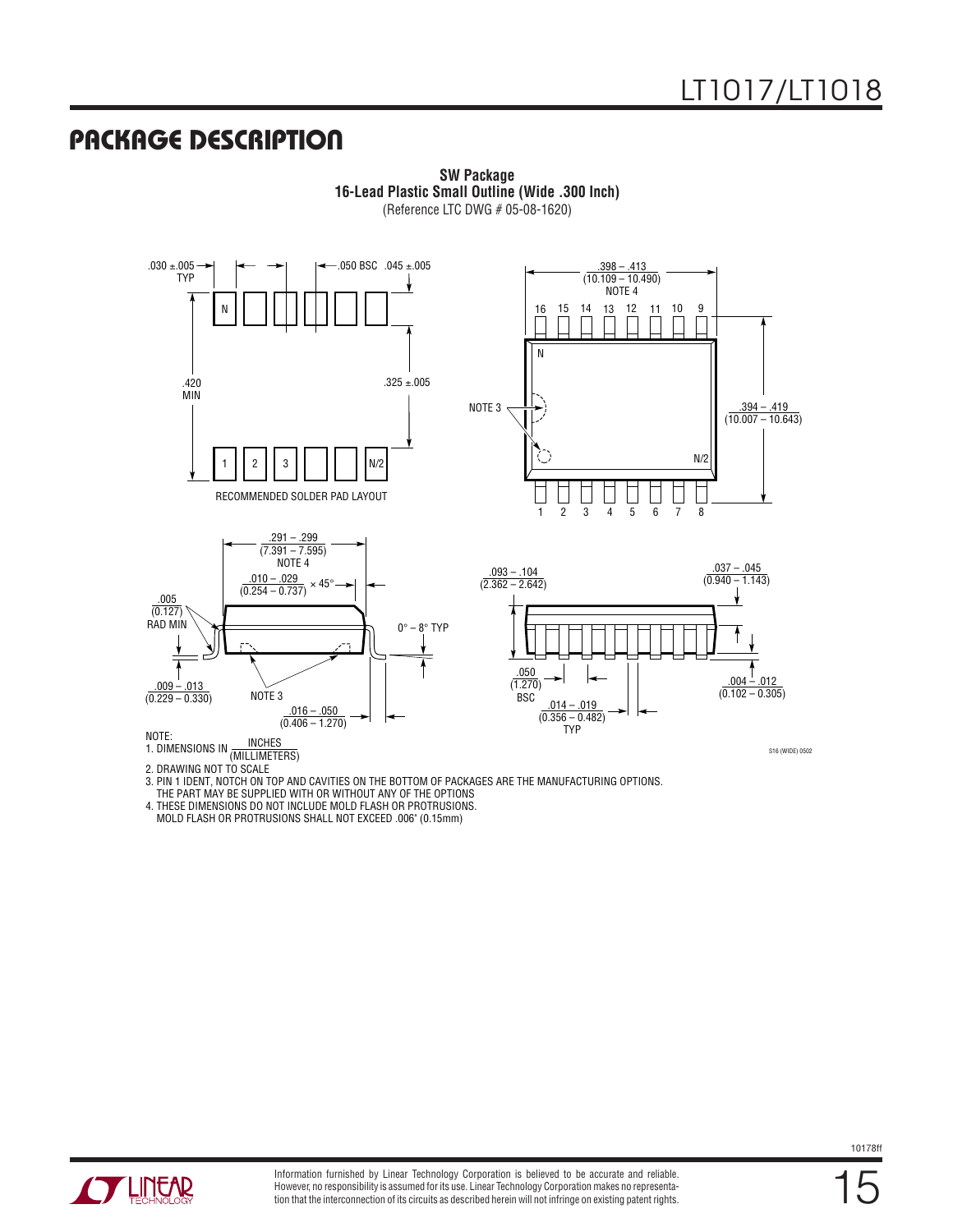## PACKAGE DESCRIPTION

**SW Package**
**16-Lead Plastic Small Outline (Wide .300 Inch)**
(Reference LTC DWG # 05-08-1620)

RECOMMENDED SOLDER PAD LAYOUT

.030 ±.005 TYP
.050 BSC
.045 ±.005
.420 MIN
.325 ±.005

.398 – .413 (10.109 – 10.490) NOTE 4
.394 – .419 (10.007 – 10.643)
NOTE 3

.291 – .299 (7.391 – 7.595) NOTE 4
.010 – .029 (0.254 – 0.737) × 45°
.005 (0.127) RAD MIN
0° – 8° TYP
.009 – .013 (0.229 – 0.330)
NOTE 3
.016 – .050 (0.406 – 1.270)

.093 – .104 (2.362 – 2.642)
.037 – .045 (0.940 – 1.143)
.050 (1.270) BSC
.014 – .019 (0.356 – 0.482) TYP
.004 – .012 (0.102 – 0.305)

NOTE:
1. DIMENSIONS IN INCHES (MILLIMETERS)
2. DRAWING NOT TO SCALE
3. PIN 1 IDENT, NOTCH ON TOP AND CAVITIES ON THE BOTTOM OF PACKAGES ARE THE MANUFACTURING OPTIONS. THE PART MAY BE SUPPLIED WITH OR WITHOUT ANY OF THE OPTIONS
4. THESE DIMENSIONS DO NOT INCLUDE MOLD FLASH OR PROTRUSIONS. MOLD FLASH OR PROTRUSIONS SHALL NOT EXCEED .006" (0.15mm)

S16 (WIDE) 0502

Information furnished by Linear Technology Corporation is believed to be accurate and reliable. However, no responsibility is assumed for its use. Linear Technology Corporation makes no representation that the interconnection of its circuits as described herein will not infringe on existing patent rights.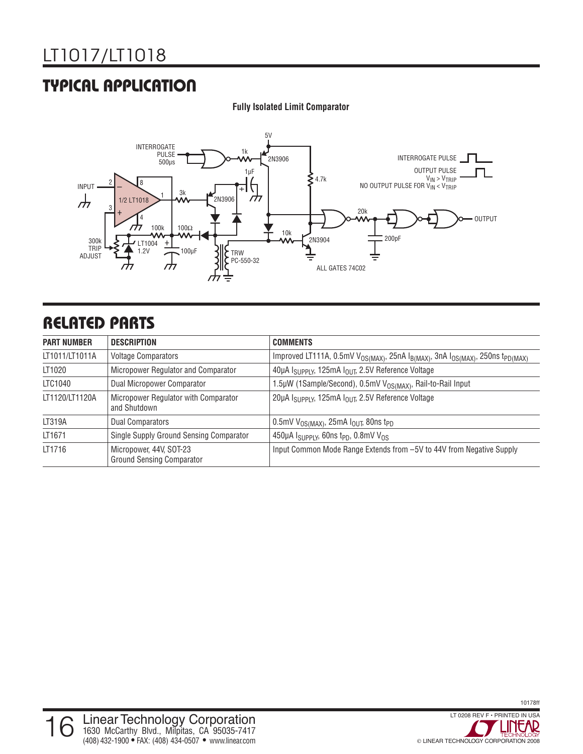## TYPICAL APPLICATION

**Fully Isolated Limit Comparator**

INTERROGATE PULSE 500µs
5V
1k
2N3906
4.7k
1µF
INPUT
1/2 LT1018
3k
2N3906
100k
100Ω
LT1004 1.2V
100µF
300k TRIP ADJUST
TRW PC-550-32
10k
2N3904
20k
200pF
OUTPUT
ALL GATES 74C02
INTERROGATE PULSE
OUTPUT PULSE $V_{IN} > V_{TRIP}$
NO OUTPUT PULSE FOR $V_{IN} < V_{TRIP}$

## RELATED PARTS

| PART NUMBER | DESCRIPTION | COMMENTS |
|---|---|---|
| LT1011/LT1011A | Voltage Comparators | Improved LT111A, 0.5mV $V_{OS(MAX)}$, 25nA $I_{B(MAX)}$, 3nA $I_{OS(MAX)}$, 250ns $t_{PD(MAX)}$ |
| LT1020 | Micropower Regulator and Comparator | 40µA $I_{SUPPLY}$, 125mA $I_{OUT}$, 2.5V Reference Voltage |
| LTC1040 | Dual Micropower Comparator | 1.5µW (1Sample/Second), 0.5mV $V_{OS(MAX)}$, Rail-to-Rail Input |
| LT1120/LT1120A | Micropower Regulator with Comparator and Shutdown | 20µA $I_{SUPPLY}$, 125mA $I_{OUT}$, 2.5V Reference Voltage |
| LT319A | Dual Comparators | 0.5mV $V_{OS(MAX)}$, 25mA $I_{OUT}$, 80ns $t_{PD}$ |
| LT1671 | Single Supply Ground Sensing Comparator | 450µA $I_{SUPPLY}$, 60ns $t_{PD}$, 0.8mV $V_{OS}$ |
| LT1716 | Micropower, 44V, SOT-23 Ground Sensing Comparator | Input Common Mode Range Extends from –5V to 44V from Negative Supply |

Linear Technology Corporation
1630 McCarthy Blvd., Milpitas, CA 95035-7417
(408) 432-1900 • FAX: (408) 434-0507 • www.linear.com

LT 0208 REV F • PRINTED IN USA
© LINEAR TECHNOLOGY CORPORATION 2008